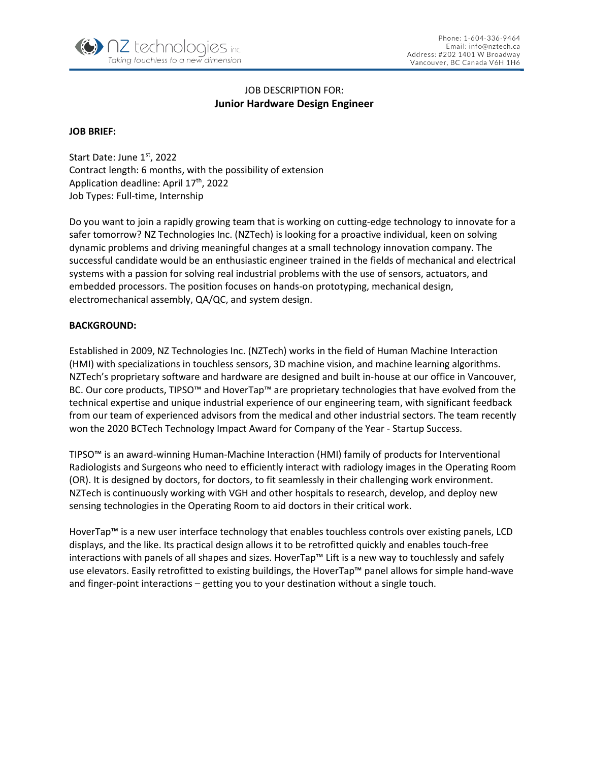JOB DESCRIPTION FOR:
# Junior Hardware Design Engineer

**JOB BRIEF:**

Start Date: June 1st, 2022
Contract length: 6 months, with the possibility of extension
Application deadline: April 17th, 2022
Job Types: Full-time, Internship

Do you want to join a rapidly growing team that is working on cutting-edge technology to innovate for a safer tomorrow? NZ Technologies Inc. (NZTech) is looking for a proactive individual, keen on solving dynamic problems and driving meaningful changes at a small technology innovation company. The successful candidate would be an enthusiastic engineer trained in the fields of mechanical and electrical systems with a passion for solving real industrial problems with the use of sensors, actuators, and embedded processors. The position focuses on hands-on prototyping, mechanical design, electromechanical assembly, QA/QC, and system design.

**BACKGROUND:**

Established in 2009, NZ Technologies Inc. (NZTech) works in the field of Human Machine Interaction (HMI) with specializations in touchless sensors, 3D machine vision, and machine learning algorithms. NZTech's proprietary software and hardware are designed and built in-house at our office in Vancouver, BC. Our core products, TIPSO™ and HoverTap™ are proprietary technologies that have evolved from the technical expertise and unique industrial experience of our engineering team, with significant feedback from our team of experienced advisors from the medical and other industrial sectors. The team recently won the 2020 BCTech Technology Impact Award for Company of the Year - Startup Success.

TIPSO™ is an award-winning Human-Machine Interaction (HMI) family of products for Interventional Radiologists and Surgeons who need to efficiently interact with radiology images in the Operating Room (OR). It is designed by doctors, for doctors, to fit seamlessly in their challenging work environment. NZTech is continuously working with VGH and other hospitals to research, develop, and deploy new sensing technologies in the Operating Room to aid doctors in their critical work.

HoverTap™ is a new user interface technology that enables touchless controls over existing panels, LCD displays, and the like. Its practical design allows it to be retrofitted quickly and enables touch-free interactions with panels of all shapes and sizes. HoverTap™ Lift is a new way to touchlessly and safely use elevators. Easily retrofitted to existing buildings, the HoverTap™ panel allows for simple hand-wave and finger-point interactions – getting you to your destination without a single touch.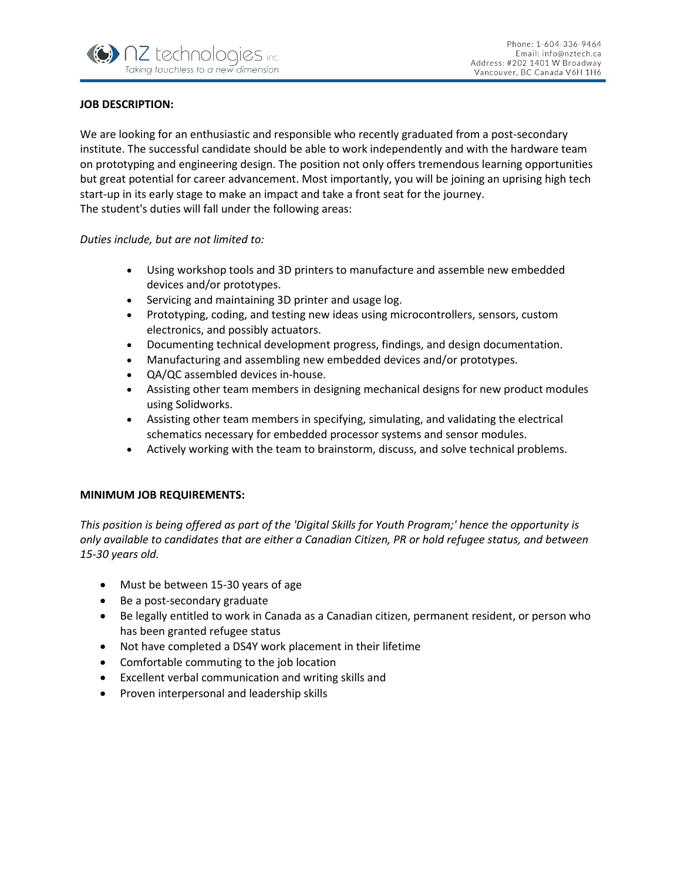**JOB DESCRIPTION:**

We are looking for an enthusiastic and responsible who recently graduated from a post-secondary institute. The successful candidate should be able to work independently and with the hardware team on prototyping and engineering design. The position not only offers tremendous learning opportunities but great potential for career advancement. Most importantly, you will be joining an uprising high tech start-up in its early stage to make an impact and take a front seat for the journey.
The student's duties will fall under the following areas:

*Duties include, but are not limited to:*

- Using workshop tools and 3D printers to manufacture and assemble new embedded devices and/or prototypes.
- Servicing and maintaining 3D printer and usage log.
- Prototyping, coding, and testing new ideas using microcontrollers, sensors, custom electronics, and possibly actuators.
- Documenting technical development progress, findings, and design documentation.
- Manufacturing and assembling new embedded devices and/or prototypes.
- QA/QC assembled devices in-house.
- Assisting other team members in designing mechanical designs for new product modules using Solidworks.
- Assisting other team members in specifying, simulating, and validating the electrical schematics necessary for embedded processor systems and sensor modules.
- Actively working with the team to brainstorm, discuss, and solve technical problems.

**MINIMUM JOB REQUIREMENTS:**

*This position is being offered as part of the 'Digital Skills for Youth Program;' hence the opportunity is only available to candidates that are either a Canadian Citizen, PR or hold refugee status, and between 15-30 years old.*

- Must be between 15-30 years of age
- Be a post-secondary graduate
- Be legally entitled to work in Canada as a Canadian citizen, permanent resident, or person who has been granted refugee status
- Not have completed a DS4Y work placement in their lifetime
- Comfortable commuting to the job location
- Excellent verbal communication and writing skills and
- Proven interpersonal and leadership skills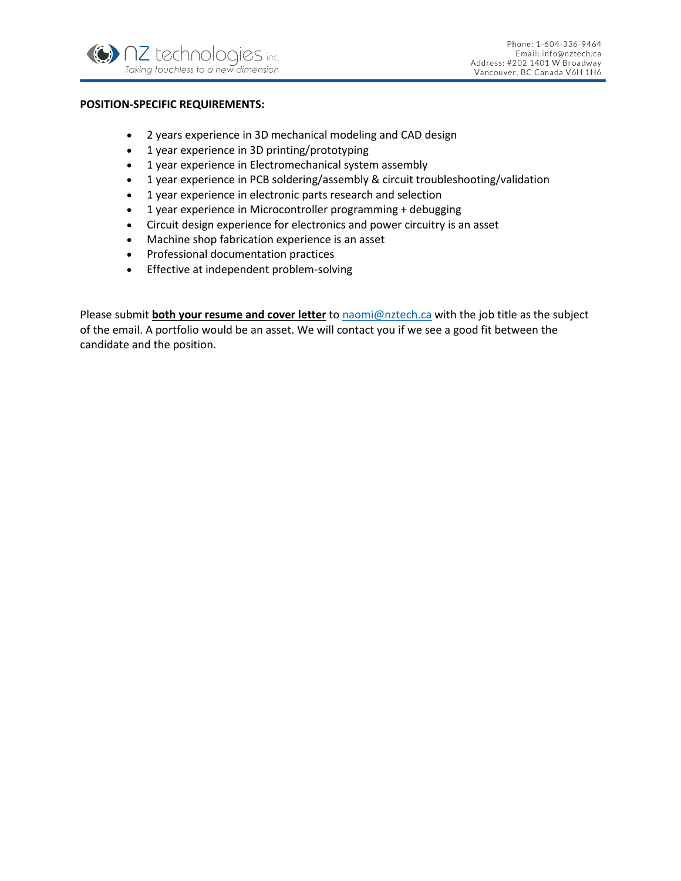**POSITION-SPECIFIC REQUIREMENTS:**

- 2 years experience in 3D mechanical modeling and CAD design
- 1 year experience in 3D printing/prototyping
- 1 year experience in Electromechanical system assembly
- 1 year experience in PCB soldering/assembly & circuit troubleshooting/validation
- 1 year experience in electronic parts research and selection
- 1 year experience in Microcontroller programming + debugging
- Circuit design experience for electronics and power circuitry is an asset
- Machine shop fabrication experience is an asset
- Professional documentation practices
- Effective at independent problem-solving

Please submit **both your resume and cover letter** to naomi@nztech.ca with the job title as the subject of the email. A portfolio would be an asset. We will contact you if we see a good fit between the candidate and the position.